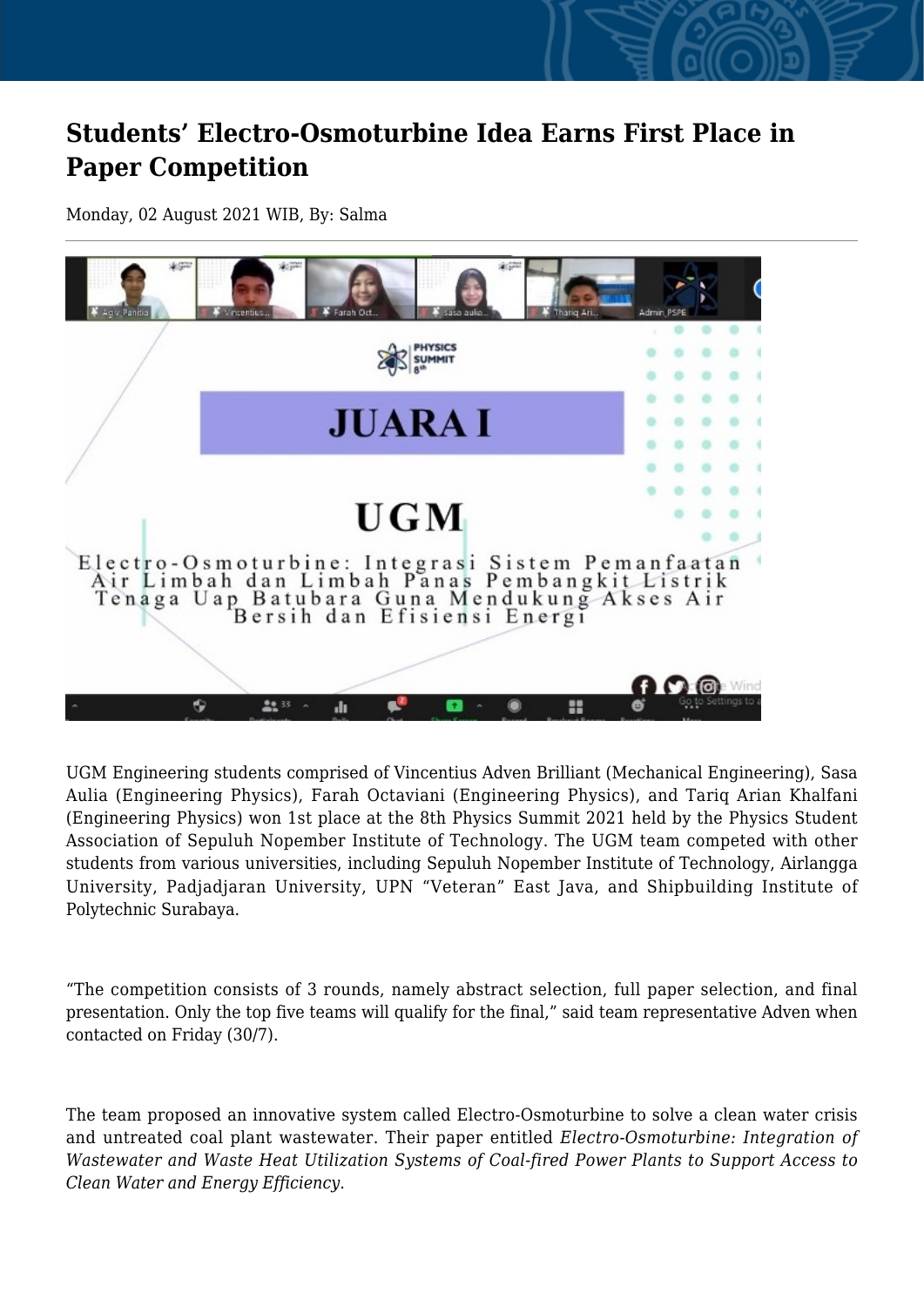# Students' Electro-Osmoturbine Idea Earns First Place in Paper Competition

Monday, 02 August 2021 WIB, By: Salma

UGM Engineering students comprised of Vincentius Adven Brilliant (Mechanical Engineering), Sasa Aulia (Engineering Physics), Farah Octaviani (Engineering Physics), and Tariq Arian Khalfani (Engineering Physics) won 1st place at the 8th Physics Summit 2021 held by the Physics Student Association of Sepuluh Nopember Institute of Technology. The UGM team competed with other students from various universities, including Sepuluh Nopember Institute of Technology, Airlangga University, Padjadjaran University, UPN "Veteran" East Java, and Shipbuilding Institute of Polytechnic Surabaya.

"The competition consists of 3 rounds, namely abstract selection, full paper selection, and final presentation. Only the top five teams will qualify for the final," said team representative Adven when contacted on Friday (30/7).

The team proposed an innovative system called Electro-Osmoturbine to solve a clean water crisis and untreated coal plant wastewater. Their paper entitled *Electro-Osmoturbine: Integration of Wastewater and Waste Heat Utilization Systems of Coal-fired Power Plants to Support Access to Clean Water and Energy Efficiency*.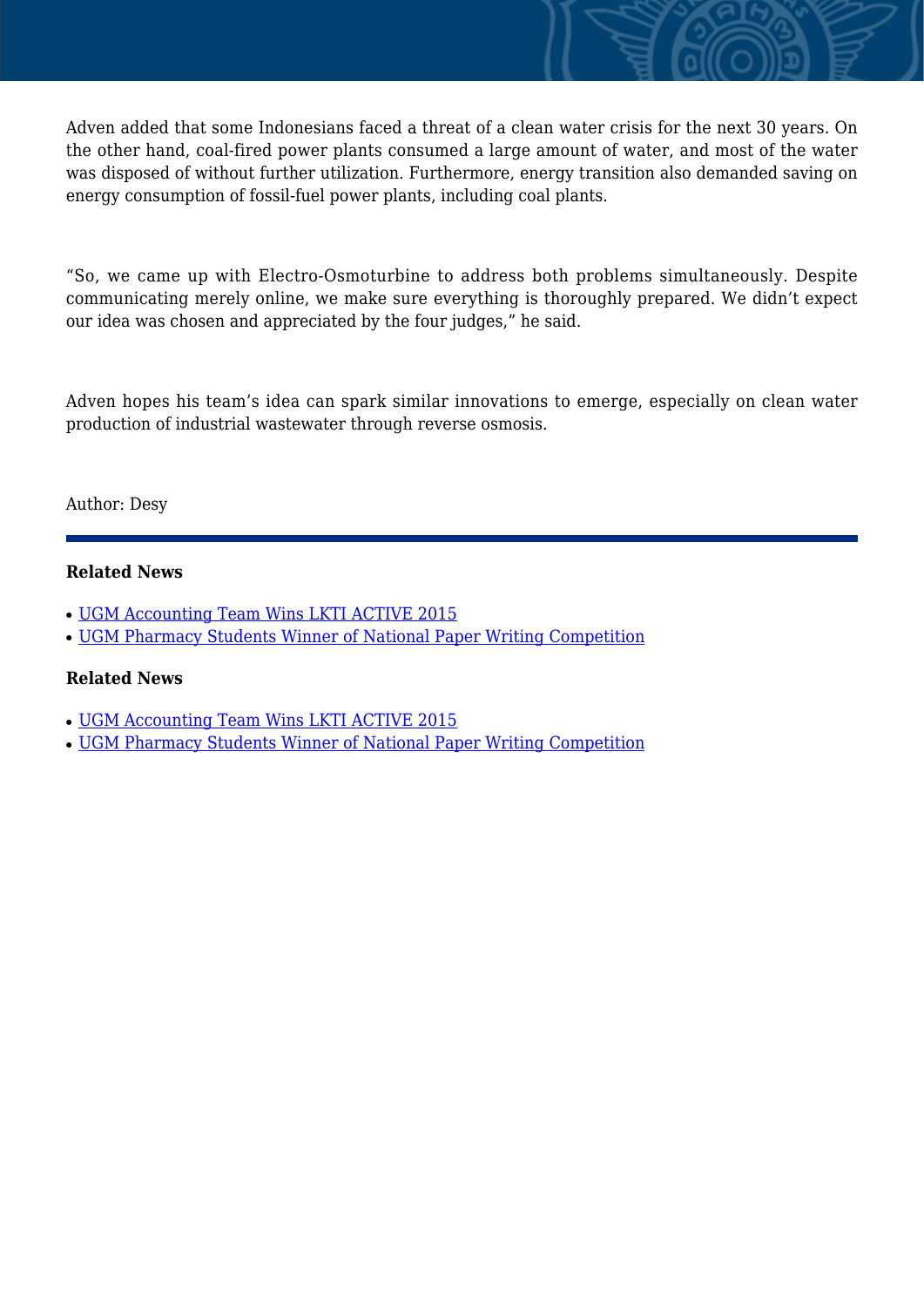Adven added that some Indonesians faced a threat of a clean water crisis for the next 30 years. On the other hand, coal-fired power plants consumed a large amount of water, and most of the water was disposed of without further utilization. Furthermore, energy transition also demanded saving on energy consumption of fossil-fuel power plants, including coal plants.

"So, we came up with Electro-Osmoturbine to address both problems simultaneously. Despite communicating merely online, we make sure everything is thoroughly prepared. We didn't expect our idea was chosen and appreciated by the four judges," he said.

Adven hopes his team's idea can spark similar innovations to emerge, especially on clean water production of industrial wastewater through reverse osmosis.

Author: Desy

---

**Related News**

- UGM Accounting Team Wins LKTI ACTIVE 2015
- UGM Pharmacy Students Winner of National Paper Writing Competition

**Related News**

- UGM Accounting Team Wins LKTI ACTIVE 2015
- UGM Pharmacy Students Winner of National Paper Writing Competition